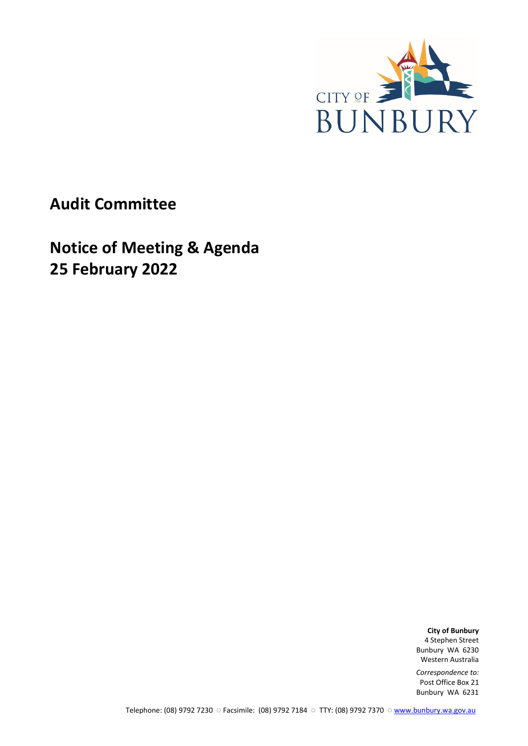# Audit Committee

## Notice of Meeting & Agenda
## 25 February 2022

**City of Bunbury**
4 Stephen Street
Bunbury WA 6230
Western Australia

*Correspondence to:*
Post Office Box 21
Bunbury WA 6231

Telephone: (08) 9792 7230 ○ Facsimile: (08) 9792 7184 ○ TTY: (08) 9792 7370 ○ www.bunbury.wa.gov.au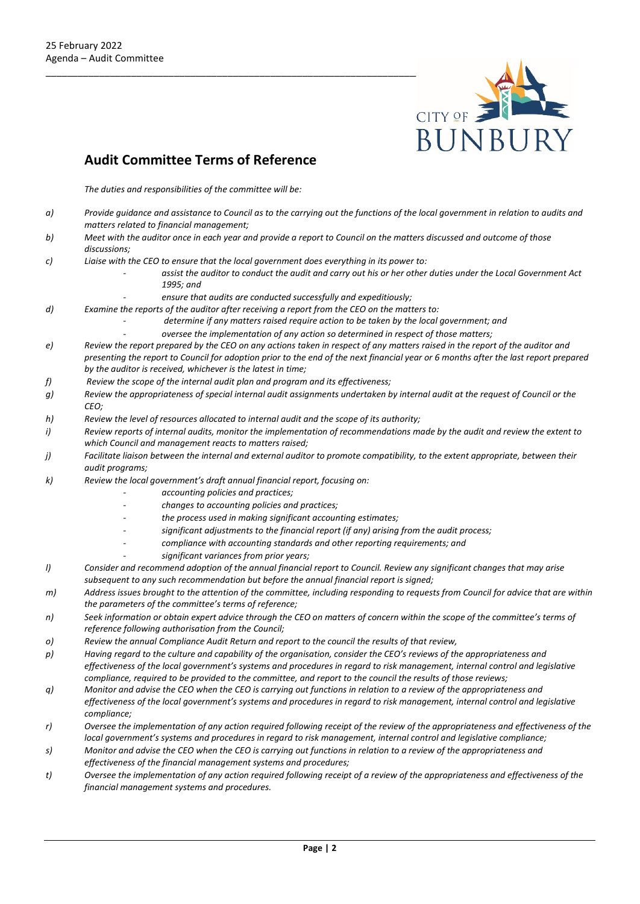## Audit Committee Terms of Reference

*The duties and responsibilities of the committee will be:*

a) *Provide guidance and assistance to Council as to the carrying out the functions of the local government in relation to audits and matters related to financial management;*

b) *Meet with the auditor once in each year and provide a report to Council on the matters discussed and outcome of those discussions;*

c) *Liaise with the CEO to ensure that the local government does everything in its power to:*
   - *assist the auditor to conduct the audit and carry out his or her other duties under the Local Government Act 1995; and*
   - *ensure that audits are conducted successfully and expeditiously;*

d) *Examine the reports of the auditor after receiving a report from the CEO on the matters to:*
   - *determine if any matters raised require action to be taken by the local government; and*
   - *oversee the implementation of any action so determined in respect of those matters;*

e) *Review the report prepared by the CEO on any actions taken in respect of any matters raised in the report of the auditor and presenting the report to Council for adoption prior to the end of the next financial year or 6 months after the last report prepared by the auditor is received, whichever is the latest in time;*

f) *Review the scope of the internal audit plan and program and its effectiveness;*

g) *Review the appropriateness of special internal audit assignments undertaken by internal audit at the request of Council or the CEO;*

h) *Review the level of resources allocated to internal audit and the scope of its authority;*

i) *Review reports of internal audits, monitor the implementation of recommendations made by the audit and review the extent to which Council and management reacts to matters raised;*

j) *Facilitate liaison between the internal and external auditor to promote compatibility, to the extent appropriate, between their audit programs;*

k) *Review the local government's draft annual financial report, focusing on:*
   - *accounting policies and practices;*
   - *changes to accounting policies and practices;*
   - *the process used in making significant accounting estimates;*
   - *significant adjustments to the financial report (if any) arising from the audit process;*
   - *compliance with accounting standards and other reporting requirements; and*
   - *significant variances from prior years;*

l) *Consider and recommend adoption of the annual financial report to Council. Review any significant changes that may arise subsequent to any such recommendation but before the annual financial report is signed;*

m) *Address issues brought to the attention of the committee, including responding to requests from Council for advice that are within the parameters of the committee's terms of reference;*

n) *Seek information or obtain expert advice through the CEO on matters of concern within the scope of the committee's terms of reference following authorisation from the Council;*

o) *Review the annual Compliance Audit Return and report to the council the results of that review,*

p) *Having regard to the culture and capability of the organisation, consider the CEO's reviews of the appropriateness and effectiveness of the local government's systems and procedures in regard to risk management, internal control and legislative compliance, required to be provided to the committee, and report to the council the results of those reviews;*

q) *Monitor and advise the CEO when the CEO is carrying out functions in relation to a review of the appropriateness and effectiveness of the local government's systems and procedures in regard to risk management, internal control and legislative compliance;*

r) *Oversee the implementation of any action required following receipt of the review of the appropriateness and effectiveness of the local government's systems and procedures in regard to risk management, internal control and legislative compliance;*

s) *Monitor and advise the CEO when the CEO is carrying out functions in relation to a review of the appropriateness and effectiveness of the financial management systems and procedures;*

t) *Oversee the implementation of any action required following receipt of a review of the appropriateness and effectiveness of the financial management systems and procedures.*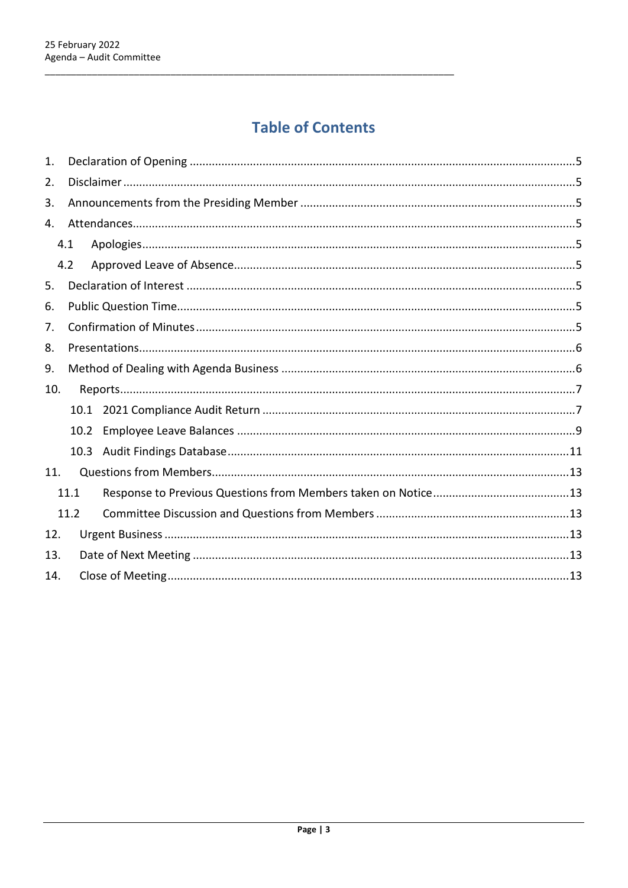# Table of Contents

1. Declaration of Opening ........................................................ 5
2. Disclaimer ........................................................ 5
3. Announcements from the Presiding Member ........................................................ 5
4. Attendances ........................................................ 5
   - 4.1 Apologies ........................................................ 5
   - 4.2 Approved Leave of Absence ........................................................ 5
5. Declaration of Interest ........................................................ 5
6. Public Question Time ........................................................ 5
7. Confirmation of Minutes ........................................................ 5
8. Presentations ........................................................ 6
9. Method of Dealing with Agenda Business ........................................................ 6
10. Reports ........................................................ 7
    - 10.1 2021 Compliance Audit Return ........................................................ 7
    - 10.2 Employee Leave Balances ........................................................ 9
    - 10.3 Audit Findings Database ........................................................ 11
11. Questions from Members ........................................................ 13
    - 11.1 Response to Previous Questions from Members taken on Notice ........................................................ 13
    - 11.2 Committee Discussion and Questions from Members ........................................................ 13
12. Urgent Business ........................................................ 13
13. Date of Next Meeting ........................................................ 13
14. Close of Meeting ........................................................ 13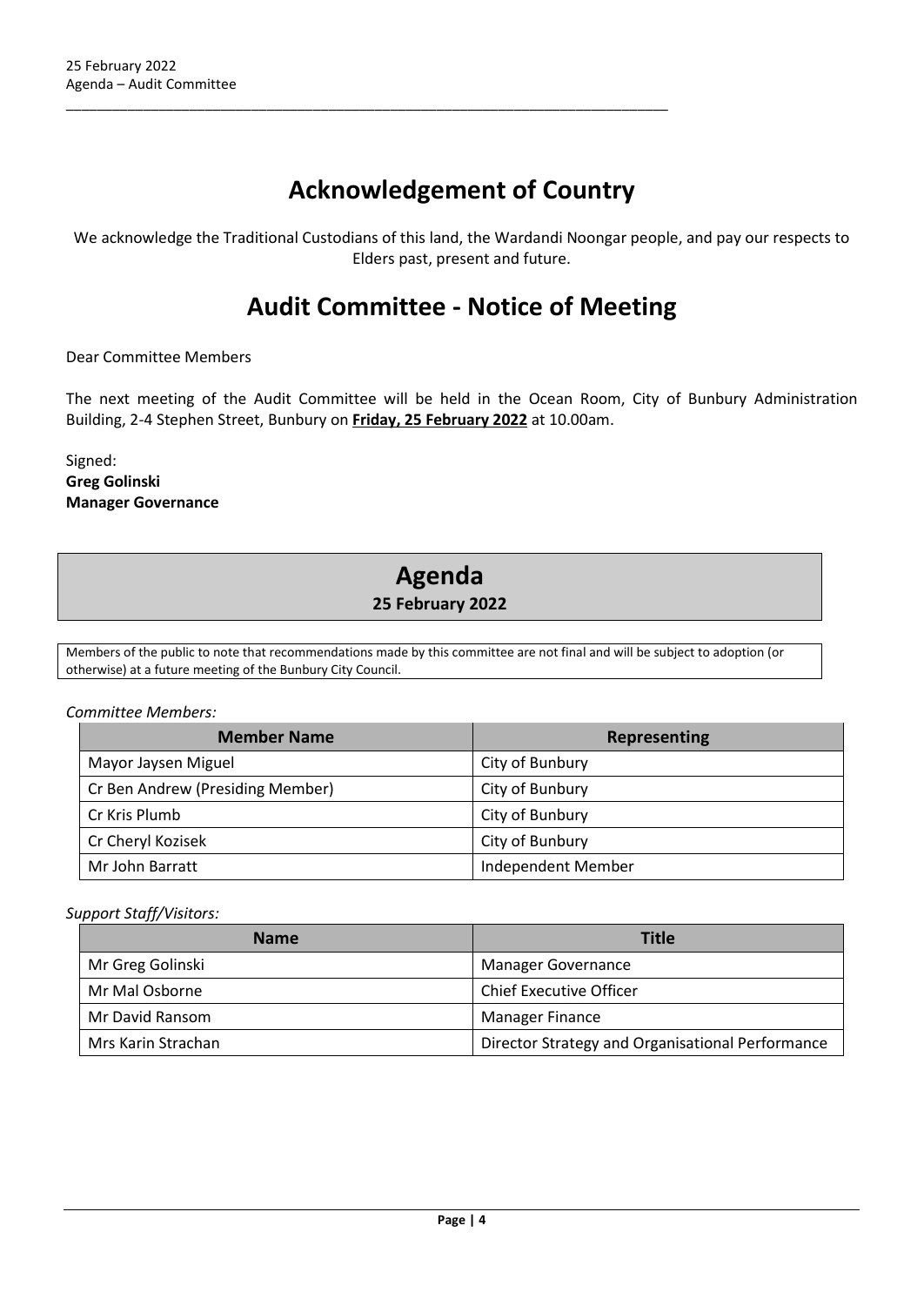# Acknowledgement of Country

We acknowledge the Traditional Custodians of this land, the Wardandi Noongar people, and pay our respects to Elders past, present and future.

# Audit Committee - Notice of Meeting

Dear Committee Members

The next meeting of the Audit Committee will be held in the Ocean Room, City of Bunbury Administration Building, 2-4 Stephen Street, Bunbury on **Friday, 25 February 2022** at 10.00am.

Signed:
**Greg Golinski**
**Manager Governance**

# Agenda

**25 February 2022**

Members of the public to note that recommendations made by this committee are not final and will be subject to adoption (or otherwise) at a future meeting of the Bunbury City Council.

*Committee Members:*

| Member Name | Representing |
|---|---|
| Mayor Jaysen Miguel | City of Bunbury |
| Cr Ben Andrew (Presiding Member) | City of Bunbury |
| Cr Kris Plumb | City of Bunbury |
| Cr Cheryl Kozisek | City of Bunbury |
| Mr John Barratt | Independent Member |

*Support Staff/Visitors:*

| Name | Title |
|---|---|
| Mr Greg Golinski | Manager Governance |
| Mr Mal Osborne | Chief Executive Officer |
| Mr David Ransom | Manager Finance |
| Mrs Karin Strachan | Director Strategy and Organisational Performance |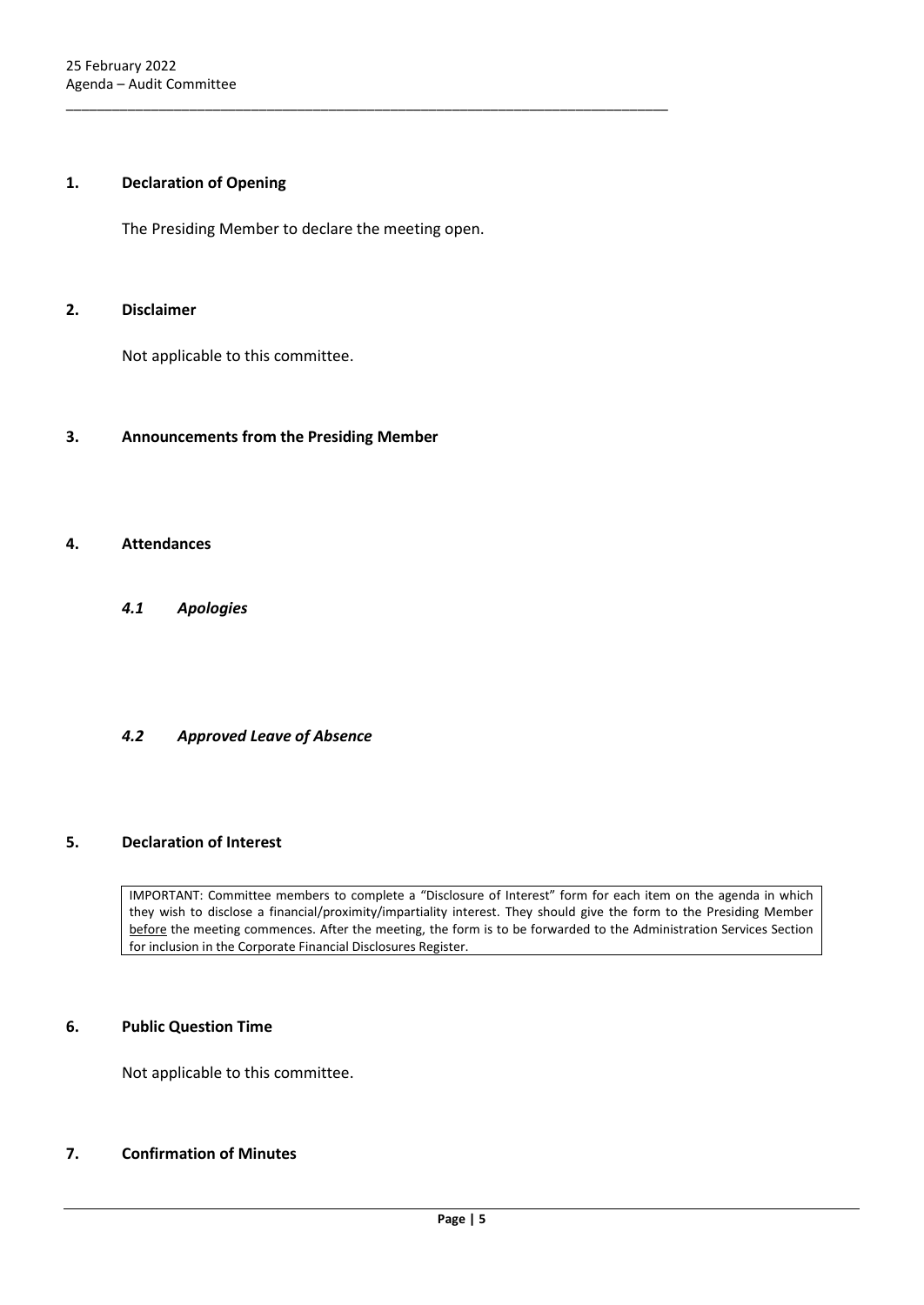## 1. Declaration of Opening

The Presiding Member to declare the meeting open.

## 2. Disclaimer

Not applicable to this committee.

## 3. Announcements from the Presiding Member

## 4. Attendances

### *4.1 Apologies*

### *4.2 Approved Leave of Absence*

## 5. Declaration of Interest

IMPORTANT: Committee members to complete a "Disclosure of Interest" form for each item on the agenda in which they wish to disclose a financial/proximity/impartiality interest. They should give the form to the Presiding Member before the meeting commences. After the meeting, the form is to be forwarded to the Administration Services Section for inclusion in the Corporate Financial Disclosures Register.

## 6. Public Question Time

Not applicable to this committee.

## 7. Confirmation of Minutes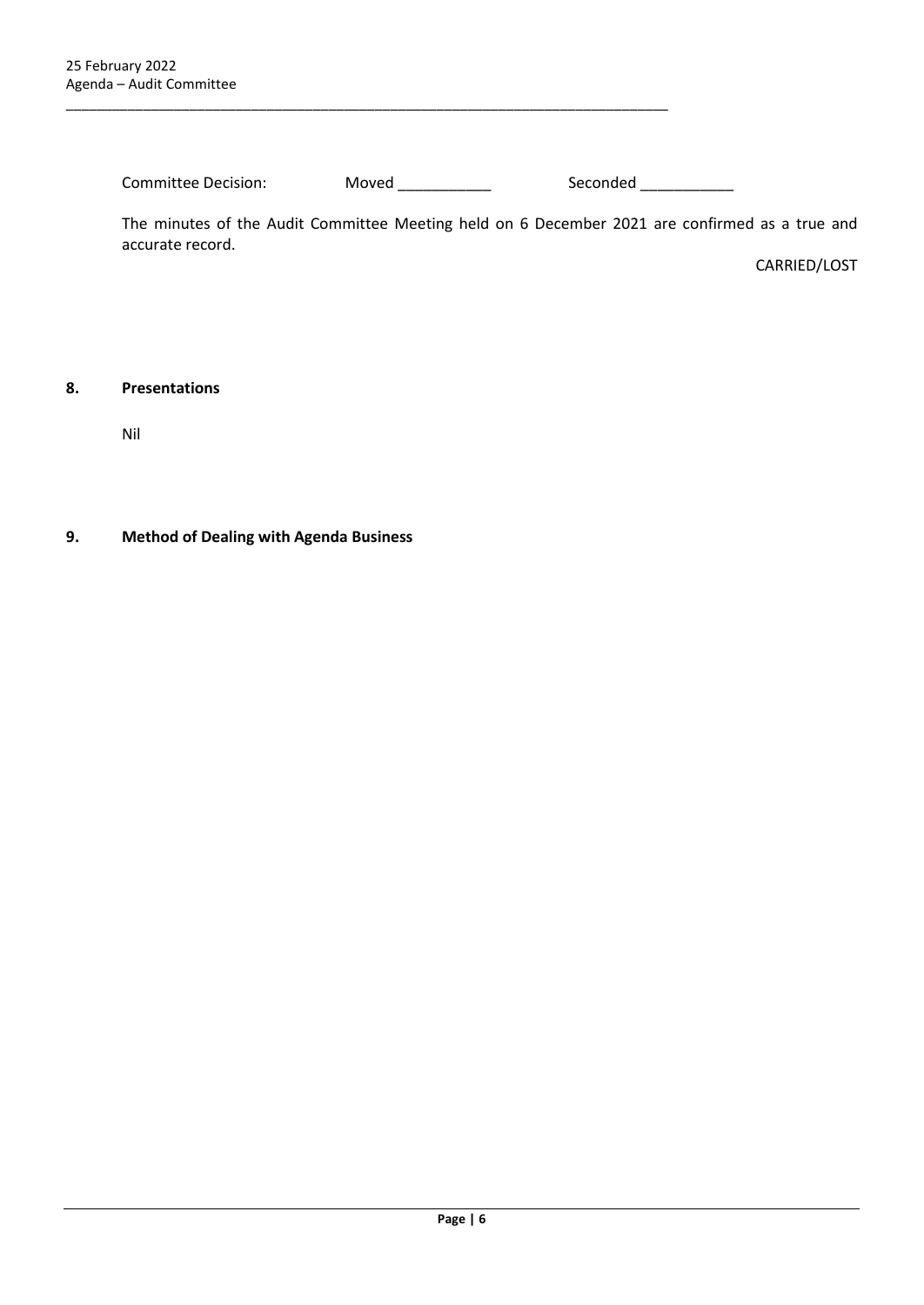Committee Decision: Moved ___________ Seconded ___________

The minutes of the Audit Committee Meeting held on 6 December 2021 are confirmed as a true and accurate record.

CARRIED/LOST

## 8. Presentations

Nil

## 9. Method of Dealing with Agenda Business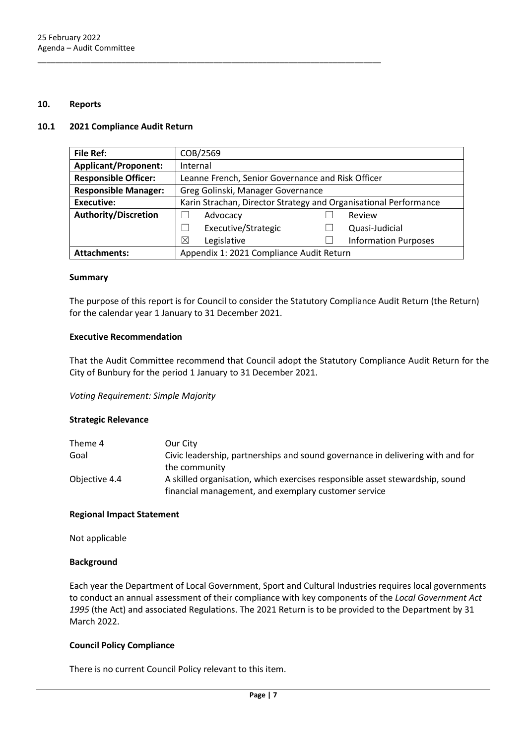## 10. Reports

### 10.1 2021 Compliance Audit Return

| **File Ref:** | COB/2569 | | | |
|---|---|---|---|---|
| **Applicant/Proponent:** | Internal | | | |
| **Responsible Officer:** | Leanne French, Senior Governance and Risk Officer | | | |
| **Responsible Manager:** | Greg Golinski, Manager Governance | | | |
| **Executive:** | Karin Strachan, Director Strategy and Organisational Performance | | | |
| **Authority/Discretion** | ☐ | Advocacy | ☐ | Review |
| | ☐ | Executive/Strategic | ☐ | Quasi-Judicial |
| | ☒ | Legislative | ☐ | Information Purposes |
| **Attachments:** | Appendix 1: 2021 Compliance Audit Return | | | |

#### Summary

The purpose of this report is for Council to consider the Statutory Compliance Audit Return (the Return) for the calendar year 1 January to 31 December 2021.

#### Executive Recommendation

That the Audit Committee recommend that Council adopt the Statutory Compliance Audit Return for the City of Bunbury for the period 1 January to 31 December 2021.

*Voting Requirement: Simple Majority*

#### Strategic Relevance

| | |
|---|---|
| Theme 4 | Our City |
| Goal | Civic leadership, partnerships and sound governance in delivering with and for the community |
| Objective 4.4 | A skilled organisation, which exercises responsible asset stewardship, sound financial management, and exemplary customer service |

#### Regional Impact Statement

Not applicable

#### Background

Each year the Department of Local Government, Sport and Cultural Industries requires local governments to conduct an annual assessment of their compliance with key components of the *Local Government Act 1995* (the Act) and associated Regulations. The 2021 Return is to be provided to the Department by 31 March 2022.

#### Council Policy Compliance

There is no current Council Policy relevant to this item.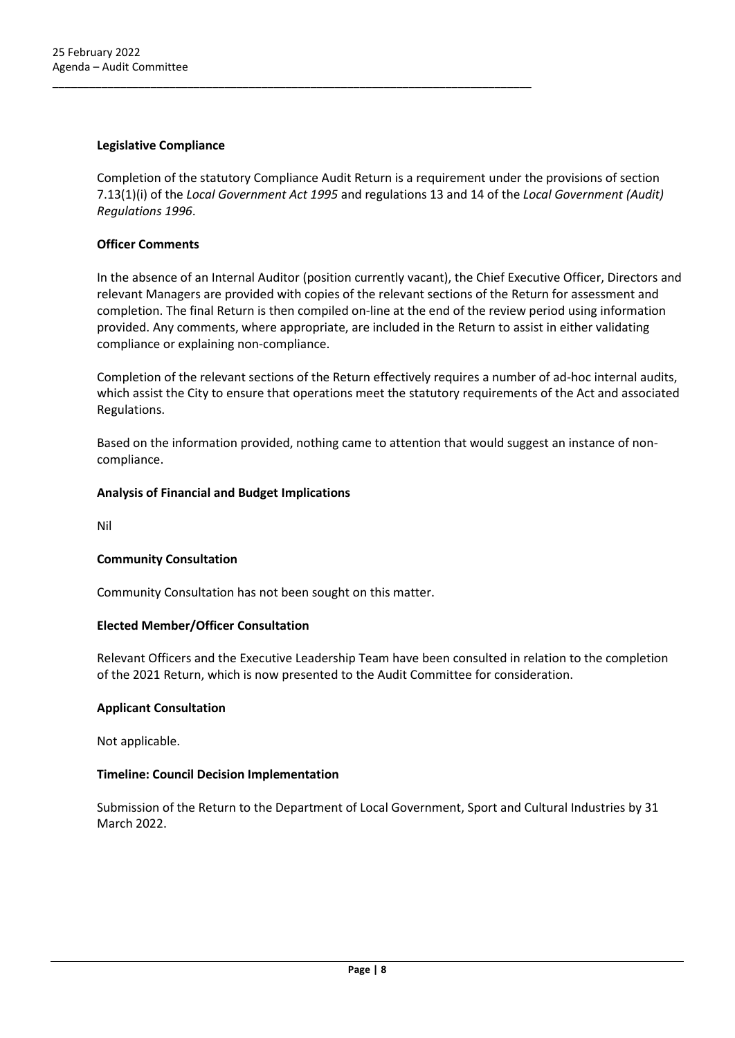**Legislative Compliance**

Completion of the statutory Compliance Audit Return is a requirement under the provisions of section 7.13(1)(i) of the *Local Government Act 1995* and regulations 13 and 14 of the *Local Government (Audit) Regulations 1996*.

**Officer Comments**

In the absence of an Internal Auditor (position currently vacant), the Chief Executive Officer, Directors and relevant Managers are provided with copies of the relevant sections of the Return for assessment and completion. The final Return is then compiled on-line at the end of the review period using information provided. Any comments, where appropriate, are included in the Return to assist in either validating compliance or explaining non-compliance.

Completion of the relevant sections of the Return effectively requires a number of ad-hoc internal audits, which assist the City to ensure that operations meet the statutory requirements of the Act and associated Regulations.

Based on the information provided, nothing came to attention that would suggest an instance of non-compliance.

**Analysis of Financial and Budget Implications**

Nil

**Community Consultation**

Community Consultation has not been sought on this matter.

**Elected Member/Officer Consultation**

Relevant Officers and the Executive Leadership Team have been consulted in relation to the completion of the 2021 Return, which is now presented to the Audit Committee for consideration.

**Applicant Consultation**

Not applicable.

**Timeline: Council Decision Implementation**

Submission of the Return to the Department of Local Government, Sport and Cultural Industries by 31 March 2022.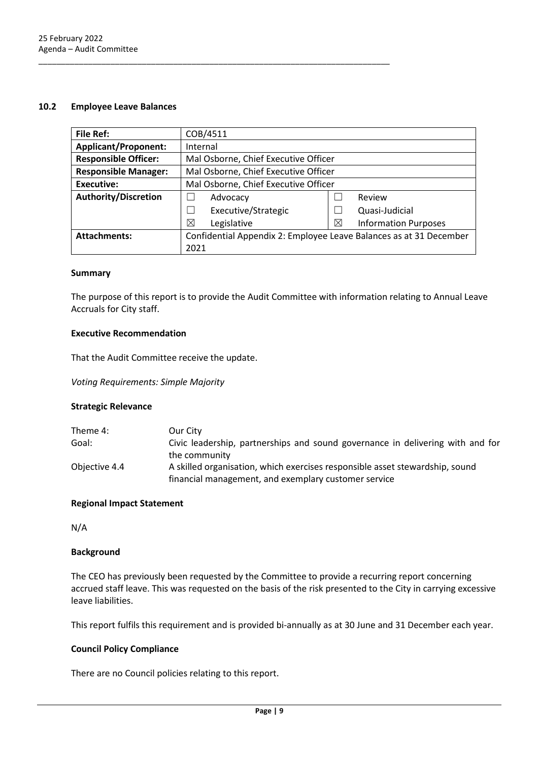## 10.2 Employee Leave Balances

| **File Ref:** | COB/4511 | |
|---|---|---|
| **Applicant/Proponent:** | Internal | |
| **Responsible Officer:** | Mal Osborne, Chief Executive Officer | |
| **Responsible Manager:** | Mal Osborne, Chief Executive Officer | |
| **Executive:** | Mal Osborne, Chief Executive Officer | |
| **Authority/Discretion** | ☐ Advocacy | ☐ Review |
| | ☐ Executive/Strategic | ☐ Quasi-Judicial |
| | ☒ Legislative | ☒ Information Purposes |
| **Attachments:** | Confidential Appendix 2: Employee Leave Balances as at 31 December 2021 | |

### Summary

The purpose of this report is to provide the Audit Committee with information relating to Annual Leave Accruals for City staff.

### Executive Recommendation

That the Audit Committee receive the update.

*Voting Requirements: Simple Majority*

### Strategic Relevance

| | |
|---|---|
| Theme 4: | Our City |
| Goal: | Civic leadership, partnerships and sound governance in delivering with and for the community |
| Objective 4.4 | A skilled organisation, which exercises responsible asset stewardship, sound financial management, and exemplary customer service |

### Regional Impact Statement

N/A

### Background

The CEO has previously been requested by the Committee to provide a recurring report concerning accrued staff leave. This was requested on the basis of the risk presented to the City in carrying excessive leave liabilities.

This report fulfils this requirement and is provided bi-annually as at 30 June and 31 December each year.

### Council Policy Compliance

There are no Council policies relating to this report.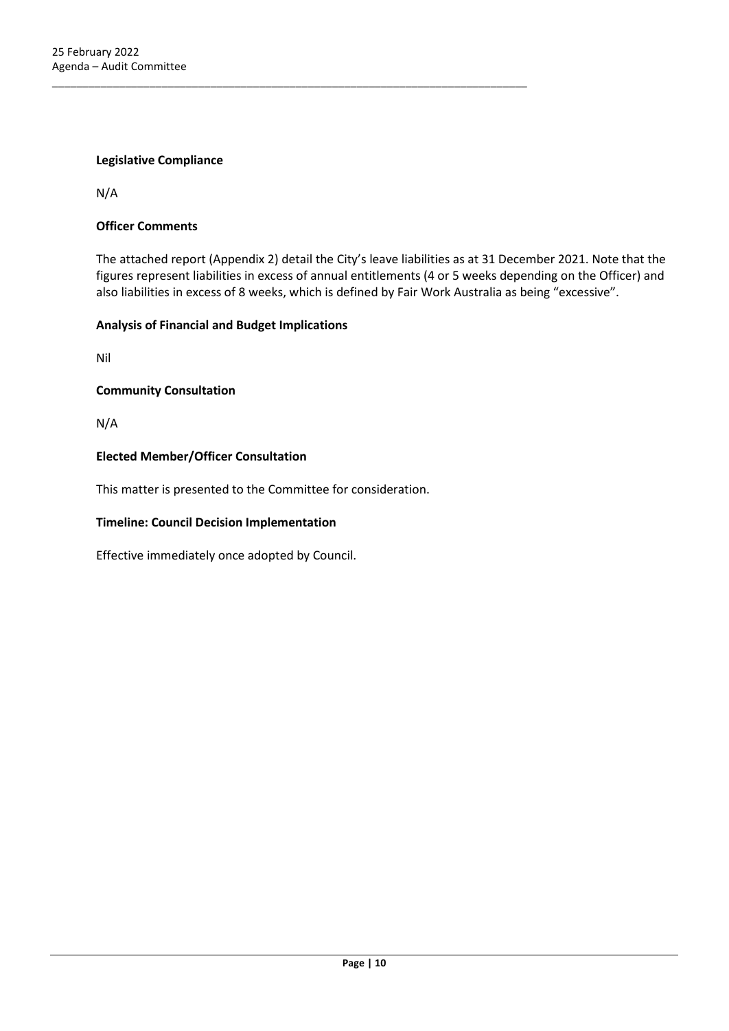**Legislative Compliance**

N/A

**Officer Comments**

The attached report (Appendix 2) detail the City's leave liabilities as at 31 December 2021. Note that the figures represent liabilities in excess of annual entitlements (4 or 5 weeks depending on the Officer) and also liabilities in excess of 8 weeks, which is defined by Fair Work Australia as being "excessive".

**Analysis of Financial and Budget Implications**

Nil

**Community Consultation**

N/A

**Elected Member/Officer Consultation**

This matter is presented to the Committee for consideration.

**Timeline: Council Decision Implementation**

Effective immediately once adopted by Council.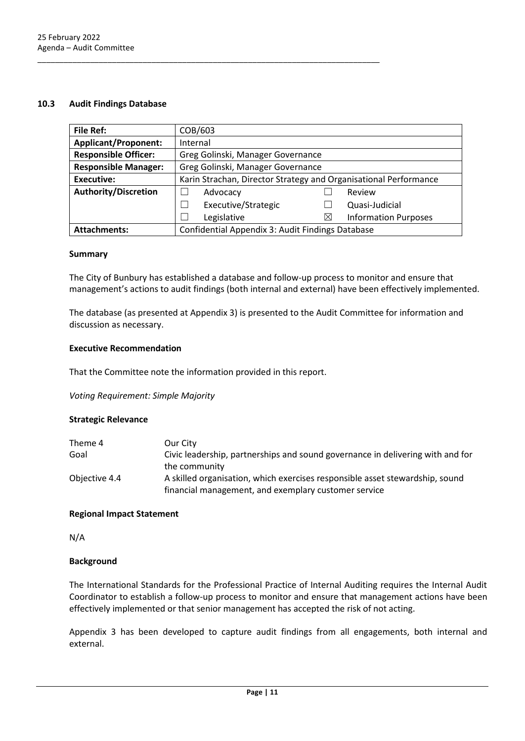## 10.3 Audit Findings Database

| File Ref: | COB/603 | | | |
|---|---|---|---|---|
| **Applicant/Proponent:** | Internal | | | |
| **Responsible Officer:** | Greg Golinski, Manager Governance | | | |
| **Responsible Manager:** | Greg Golinski, Manager Governance | | | |
| **Executive:** | Karin Strachan, Director Strategy and Organisational Performance | | | |
| **Authority/Discretion** | ☐ | Advocacy | ☐ | Review |
| | ☐ | Executive/Strategic | ☐ | Quasi-Judicial |
| | ☐ | Legislative | ☒ | Information Purposes |
| **Attachments:** | Confidential Appendix 3: Audit Findings Database | | | |

### Summary

The City of Bunbury has established a database and follow-up process to monitor and ensure that management's actions to audit findings (both internal and external) have been effectively implemented.

The database (as presented at Appendix 3) is presented to the Audit Committee for information and discussion as necessary.

### Executive Recommendation

That the Committee note the information provided in this report.

*Voting Requirement: Simple Majority*

### Strategic Relevance

| | |
|---|---|
| Theme 4 | Our City |
| Goal | Civic leadership, partnerships and sound governance in delivering with and for the community |
| Objective 4.4 | A skilled organisation, which exercises responsible asset stewardship, sound financial management, and exemplary customer service |

### Regional Impact Statement

N/A

### Background

The International Standards for the Professional Practice of Internal Auditing requires the Internal Audit Coordinator to establish a follow-up process to monitor and ensure that management actions have been effectively implemented or that senior management has accepted the risk of not acting.

Appendix 3 has been developed to capture audit findings from all engagements, both internal and external.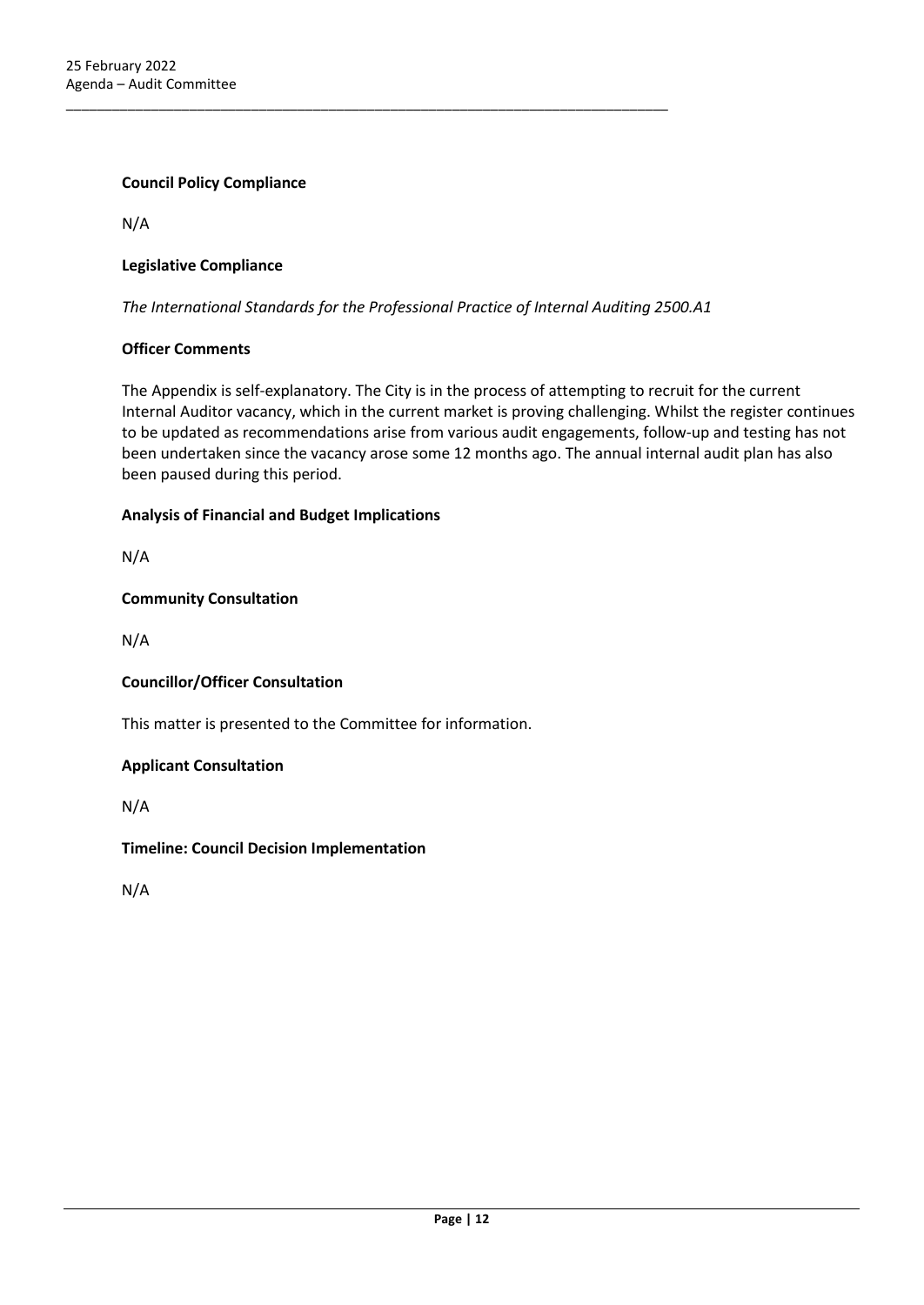**Council Policy Compliance**

N/A

**Legislative Compliance**

*The International Standards for the Professional Practice of Internal Auditing 2500.A1*

**Officer Comments**

The Appendix is self-explanatory. The City is in the process of attempting to recruit for the current Internal Auditor vacancy, which in the current market is proving challenging. Whilst the register continues to be updated as recommendations arise from various audit engagements, follow-up and testing has not been undertaken since the vacancy arose some 12 months ago. The annual internal audit plan has also been paused during this period.

**Analysis of Financial and Budget Implications**

N/A

**Community Consultation**

N/A

**Councillor/Officer Consultation**

This matter is presented to the Committee for information.

**Applicant Consultation**

N/A

**Timeline: Council Decision Implementation**

N/A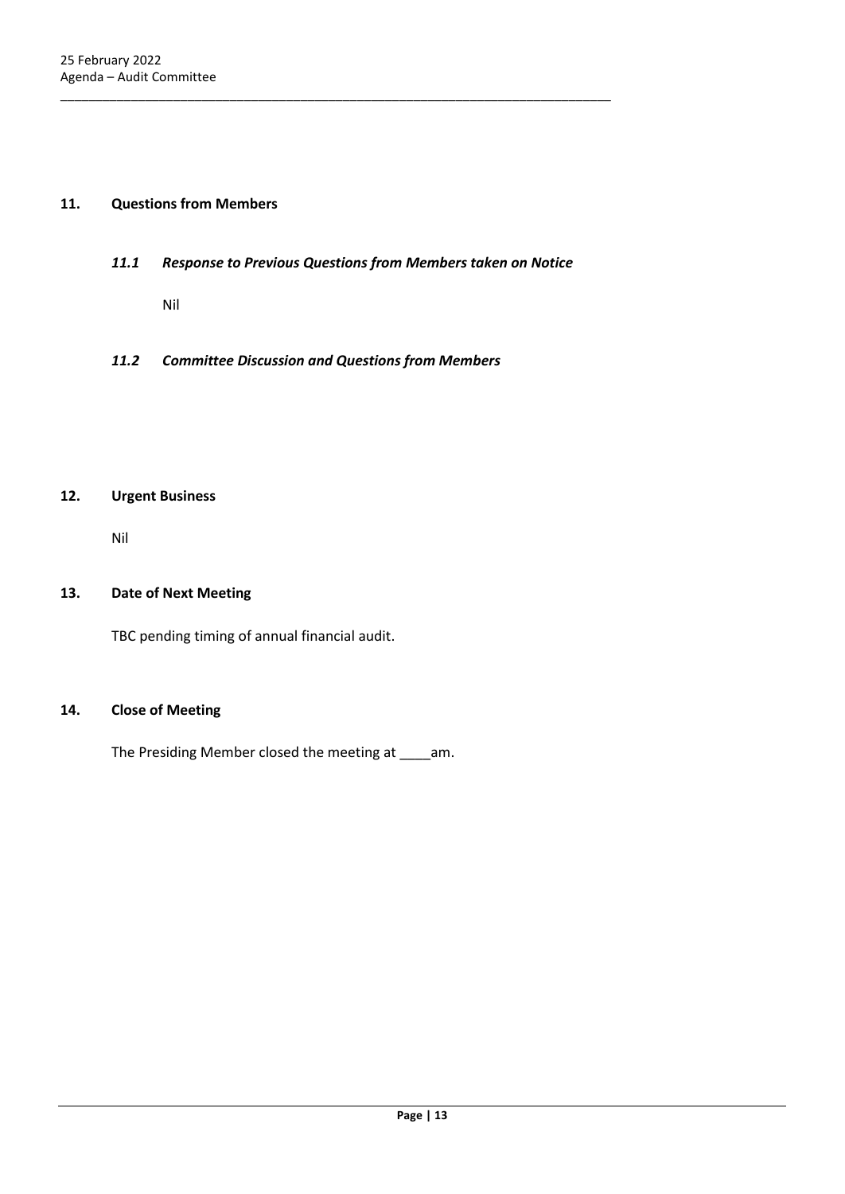## 11. Questions from Members

### *11.1 Response to Previous Questions from Members taken on Notice*

Nil

### *11.2 Committee Discussion and Questions from Members*

## 12. Urgent Business

Nil

## 13. Date of Next Meeting

TBC pending timing of annual financial audit.

## 14. Close of Meeting

The Presiding Member closed the meeting at ____am.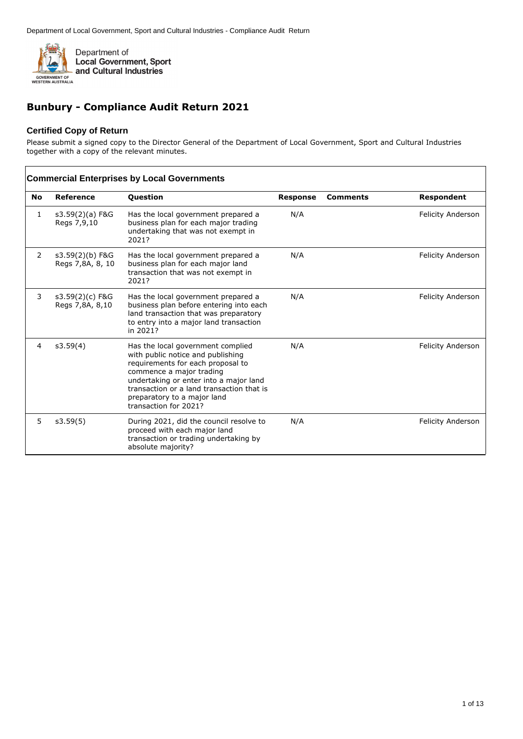# Bunbury - Compliance Audit Return 2021

### Certified Copy of Return

Please submit a signed copy to the Director General of the Department of Local Government, Sport and Cultural Industries together with a copy of the relevant minutes.

| Commercial Enterprises by Local Governments | | | | | |
|---|---|---|---|---|---|
| **No** | **Reference** | **Question** | **Response** | **Comments** | **Respondent** |
| 1 | s3.59(2)(a) F&G Regs 7,9,10 | Has the local government prepared a business plan for each major trading undertaking that was not exempt in 2021? | N/A | | Felicity Anderson |
| 2 | s3.59(2)(b) F&G Regs 7,8A, 8, 10 | Has the local government prepared a business plan for each major land transaction that was not exempt in 2021? | N/A | | Felicity Anderson |
| 3 | s3.59(2)(c) F&G Regs 7,8A, 8,10 | Has the local government prepared a business plan before entering into each land transaction that was preparatory to entry into a major land transaction in 2021? | N/A | | Felicity Anderson |
| 4 | s3.59(4) | Has the local government complied with public notice and publishing requirements for each proposal to commence a major trading undertaking or enter into a major land transaction or a land transaction that is preparatory to a major land transaction for 2021? | N/A | | Felicity Anderson |
| 5 | s3.59(5) | During 2021, did the council resolve to proceed with each major land transaction or trading undertaking by absolute majority? | N/A | | Felicity Anderson |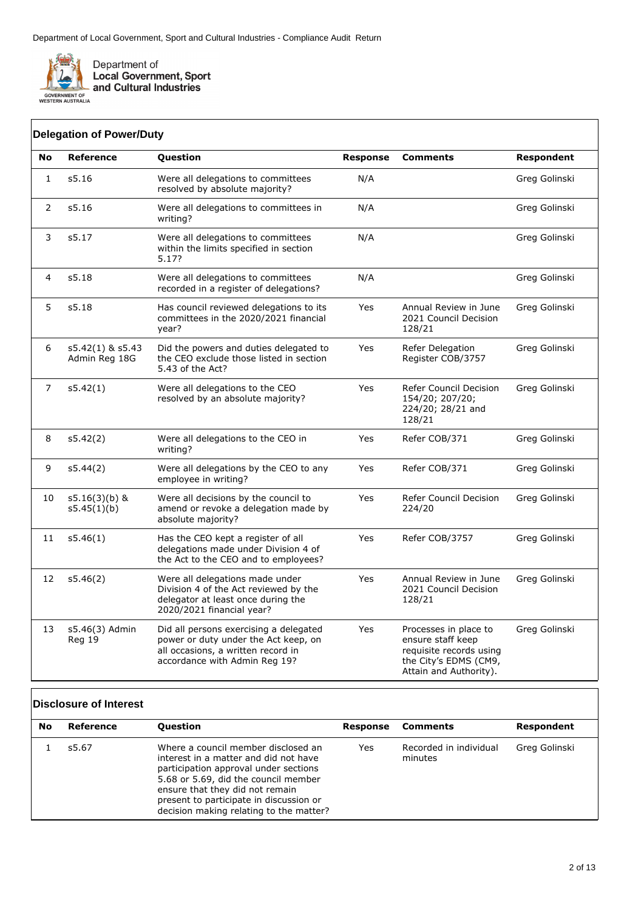## Delegation of Power/Duty

| No | Reference | Question | Response | Comments | Respondent |
|---|---|---|---|---|---|
| 1 | s5.16 | Were all delegations to committees resolved by absolute majority? | N/A | | Greg Golinski |
| 2 | s5.16 | Were all delegations to committees in writing? | N/A | | Greg Golinski |
| 3 | s5.17 | Were all delegations to committees within the limits specified in section 5.17? | N/A | | Greg Golinski |
| 4 | s5.18 | Were all delegations to committees recorded in a register of delegations? | N/A | | Greg Golinski |
| 5 | s5.18 | Has council reviewed delegations to its committees in the 2020/2021 financial year? | Yes | Annual Review in June 2021 Council Decision 128/21 | Greg Golinski |
| 6 | s5.42(1) & s5.43 Admin Reg 18G | Did the powers and duties delegated to the CEO exclude those listed in section 5.43 of the Act? | Yes | Refer Delegation Register COB/3757 | Greg Golinski |
| 7 | s5.42(1) | Were all delegations to the CEO resolved by an absolute majority? | Yes | Refer Council Decision 154/20; 207/20; 224/20; 28/21 and 128/21 | Greg Golinski |
| 8 | s5.42(2) | Were all delegations to the CEO in writing? | Yes | Refer COB/371 | Greg Golinski |
| 9 | s5.44(2) | Were all delegations by the CEO to any employee in writing? | Yes | Refer COB/371 | Greg Golinski |
| 10 | s5.16(3)(b) & s5.45(1)(b) | Were all decisions by the council to amend or revoke a delegation made by absolute majority? | Yes | Refer Council Decision 224/20 | Greg Golinski |
| 11 | s5.46(1) | Has the CEO kept a register of all delegations made under Division 4 of the Act to the CEO and to employees? | Yes | Refer COB/3757 | Greg Golinski |
| 12 | s5.46(2) | Were all delegations made under Division 4 of the Act reviewed by the delegator at least once during the 2020/2021 financial year? | Yes | Annual Review in June 2021 Council Decision 128/21 | Greg Golinski |
| 13 | s5.46(3) Admin Reg 19 | Did all persons exercising a delegated power or duty under the Act keep, on all occasions, a written record in accordance with Admin Reg 19? | Yes | Processes in place to ensure staff keep requisite records using the City's EDMS (CM9, Attain and Authority). | Greg Golinski |

## Disclosure of Interest

| No | Reference | Question | Response | Comments | Respondent |
|---|---|---|---|---|---|
| 1 | s5.67 | Where a council member disclosed an interest in a matter and did not have participation approval under sections 5.68 or 5.69, did the council member ensure that they did not remain present to participate in discussion or decision making relating to the matter? | Yes | Recorded in individual minutes | Greg Golinski |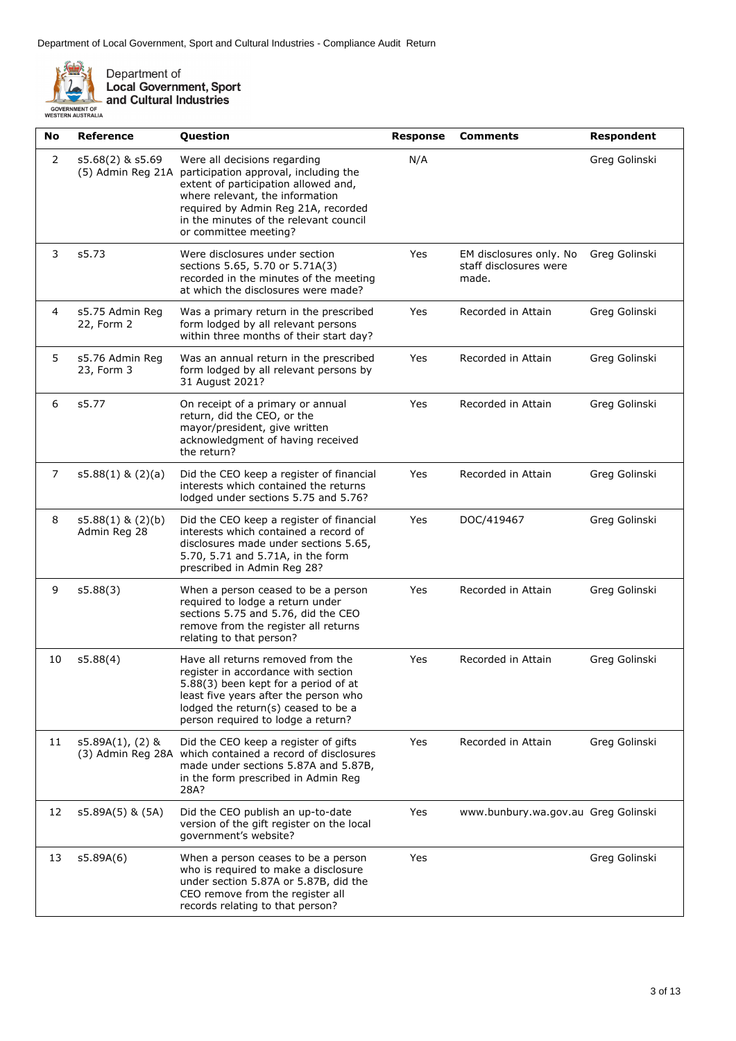Department of Local Government, Sport and Cultural Industries - Compliance Audit Return

Department of **Local Government, Sport and Cultural Industries**

GOVERNMENT OF WESTERN AUSTRALIA

| No | Reference | Question | Response | Comments | Respondent |
|---|---|---|---|---|---|
| 2 | s5.68(2) & s5.69 (5) Admin Reg 21A | Were all decisions regarding participation approval, including the extent of participation allowed and, where relevant, the information required by Admin Reg 21A, recorded in the minutes of the relevant council or committee meeting? | N/A | | Greg Golinski |
| 3 | s5.73 | Were disclosures under section sections 5.65, 5.70 or 5.71A(3) recorded in the minutes of the meeting at which the disclosures were made? | Yes | EM disclosures only. No staff disclosures were made. | Greg Golinski |
| 4 | s5.75 Admin Reg 22, Form 2 | Was a primary return in the prescribed form lodged by all relevant persons within three months of their start day? | Yes | Recorded in Attain | Greg Golinski |
| 5 | s5.76 Admin Reg 23, Form 3 | Was an annual return in the prescribed form lodged by all relevant persons by 31 August 2021? | Yes | Recorded in Attain | Greg Golinski |
| 6 | s5.77 | On receipt of a primary or annual return, did the CEO, or the mayor/president, give written acknowledgment of having received the return? | Yes | Recorded in Attain | Greg Golinski |
| 7 | s5.88(1) & (2)(a) | Did the CEO keep a register of financial interests which contained the returns lodged under sections 5.75 and 5.76? | Yes | Recorded in Attain | Greg Golinski |
| 8 | s5.88(1) & (2)(b) Admin Reg 28 | Did the CEO keep a register of financial interests which contained a record of disclosures made under sections 5.65, 5.70, 5.71 and 5.71A, in the form prescribed in Admin Reg 28? | Yes | DOC/419467 | Greg Golinski |
| 9 | s5.88(3) | When a person ceased to be a person required to lodge a return under sections 5.75 and 5.76, did the CEO remove from the register all returns relating to that person? | Yes | Recorded in Attain | Greg Golinski |
| 10 | s5.88(4) | Have all returns removed from the register in accordance with section 5.88(3) been kept for a period of at least five years after the person who lodged the return(s) ceased to be a person required to lodge a return? | Yes | Recorded in Attain | Greg Golinski |
| 11 | s5.89A(1), (2) & (3) Admin Reg 28A | Did the CEO keep a register of gifts which contained a record of disclosures made under sections 5.87A and 5.87B, in the form prescribed in Admin Reg 28A? | Yes | Recorded in Attain | Greg Golinski |
| 12 | s5.89A(5) & (5A) | Did the CEO publish an up-to-date version of the gift register on the local government's website? | Yes | www.bunbury.wa.gov.au | Greg Golinski |
| 13 | s5.89A(6) | When a person ceases to be a person who is required to make a disclosure under section 5.87A or 5.87B, did the CEO remove from the register all records relating to that person? | Yes | | Greg Golinski |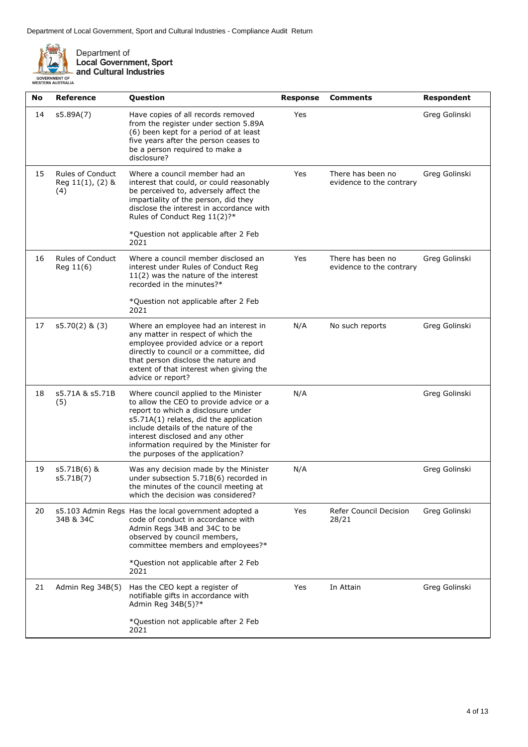| No | Reference | Question | Response | Comments | Respondent |
|---|---|---|---|---|---|
| 14 | s5.89A(7) | Have copies of all records removed from the register under section 5.89A (6) been kept for a period of at least five years after the person ceases to be a person required to make a disclosure? | Yes | | Greg Golinski |
| 15 | Rules of Conduct Reg 11(1), (2) & (4) | Where a council member had an interest that could, or could reasonably be perceived to, adversely affect the impartiality of the person, did they disclose the interest in accordance with Rules of Conduct Reg 11(2)?*<br><br>*Question not applicable after 2 Feb 2021 | Yes | There has been no evidence to the contrary | Greg Golinski |
| 16 | Rules of Conduct Reg 11(6) | Where a council member disclosed an interest under Rules of Conduct Reg 11(2) was the nature of the interest recorded in the minutes?*<br><br>*Question not applicable after 2 Feb 2021 | Yes | There has been no evidence to the contrary | Greg Golinski |
| 17 | s5.70(2) & (3) | Where an employee had an interest in any matter in respect of which the employee provided advice or a report directly to council or a committee, did that person disclose the nature and extent of that interest when giving the advice or report? | N/A | No such reports | Greg Golinski |
| 18 | s5.71A & s5.71B (5) | Where council applied to the Minister to allow the CEO to provide advice or a report to which a disclosure under s5.71A(1) relates, did the application include details of the nature of the interest disclosed and any other information required by the Minister for the purposes of the application? | N/A | | Greg Golinski |
| 19 | s5.71B(6) & s5.71B(7) | Was any decision made by the Minister under subsection 5.71B(6) recorded in the minutes of the council meeting at which the decision was considered? | N/A | | Greg Golinski |
| 20 | s5.103 Admin Regs 34B & 34C | Has the local government adopted a code of conduct in accordance with Admin Regs 34B and 34C to be observed by council members, committee members and employees?*<br><br>*Question not applicable after 2 Feb 2021 | Yes | Refer Council Decision 28/21 | Greg Golinski |
| 21 | Admin Reg 34B(5) | Has the CEO kept a register of notifiable gifts in accordance with Admin Reg 34B(5)?*<br><br>*Question not applicable after 2 Feb 2021 | Yes | In Attain | Greg Golinski |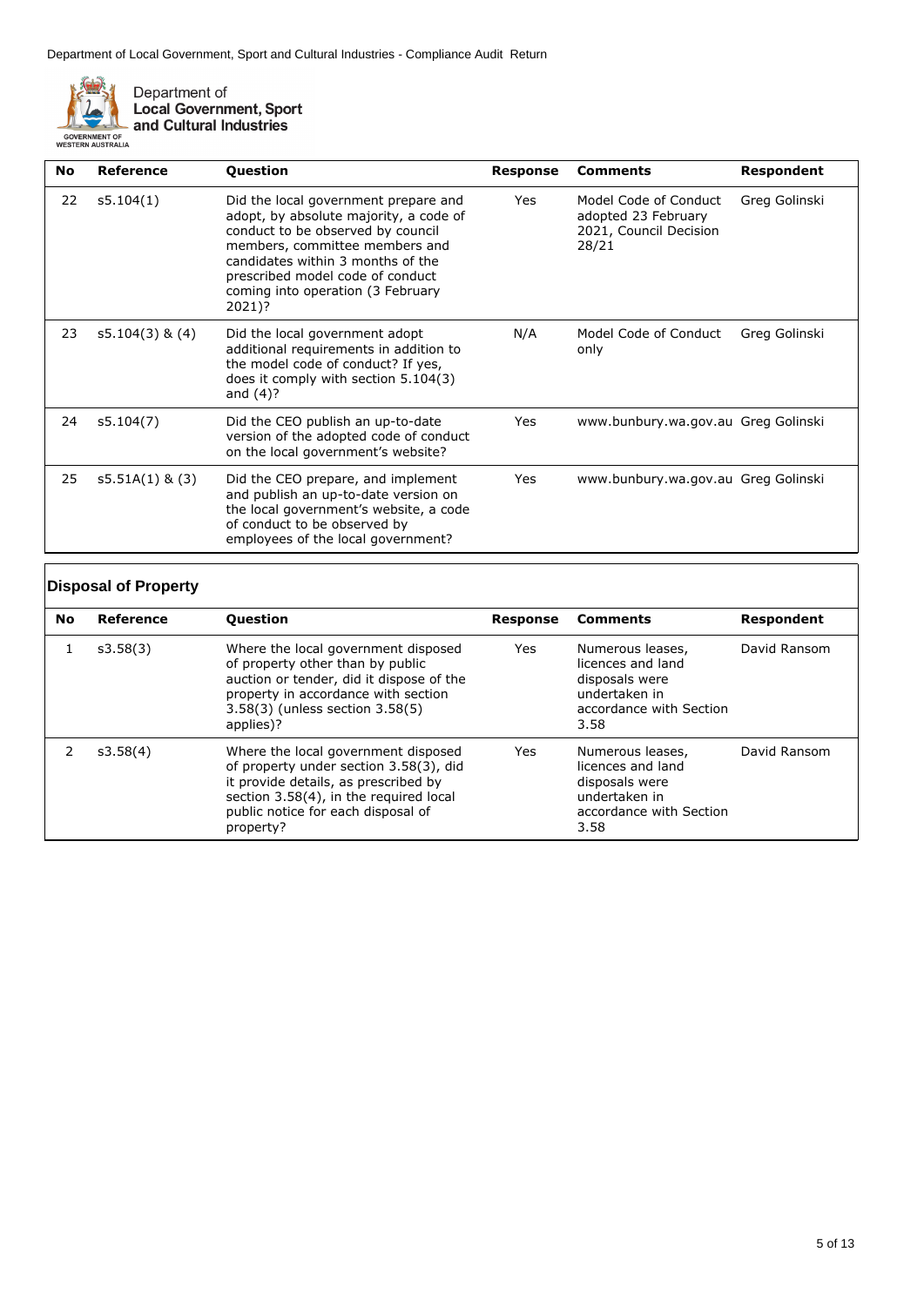| No | Reference | Question | Response | Comments | Respondent |
|---|---|---|---|---|---|
| 22 | s5.104(1) | Did the local government prepare and adopt, by absolute majority, a code of conduct to be observed by council members, committee members and candidates within 3 months of the prescribed model code of conduct coming into operation (3 February 2021)? | Yes | Model Code of Conduct adopted 23 February 2021, Council Decision 28/21 | Greg Golinski |
| 23 | s5.104(3) & (4) | Did the local government adopt additional requirements in addition to the model code of conduct? If yes, does it comply with section 5.104(3) and (4)? | N/A | Model Code of Conduct only | Greg Golinski |
| 24 | s5.104(7) | Did the CEO publish an up-to-date version of the adopted code of conduct on the local government's website? | Yes | www.bunbury.wa.gov.au | Greg Golinski |
| 25 | s5.51A(1) & (3) | Did the CEO prepare, and implement and publish an up-to-date version on the local government's website, a code of conduct to be observed by employees of the local government? | Yes | www.bunbury.wa.gov.au | Greg Golinski |

## Disposal of Property

| No | Reference | Question | Response | Comments | Respondent |
|---|---|---|---|---|---|
| 1 | s3.58(3) | Where the local government disposed of property other than by public auction or tender, did it dispose of the property in accordance with section 3.58(3) (unless section 3.58(5) applies)? | Yes | Numerous leases, licences and land disposals were undertaken in accordance with Section 3.58 | David Ransom |
| 2 | s3.58(4) | Where the local government disposed of property under section 3.58(3), did it provide details, as prescribed by section 3.58(4), in the required local public notice for each disposal of property? | Yes | Numerous leases, licences and land disposals were undertaken in accordance with Section 3.58 | David Ransom |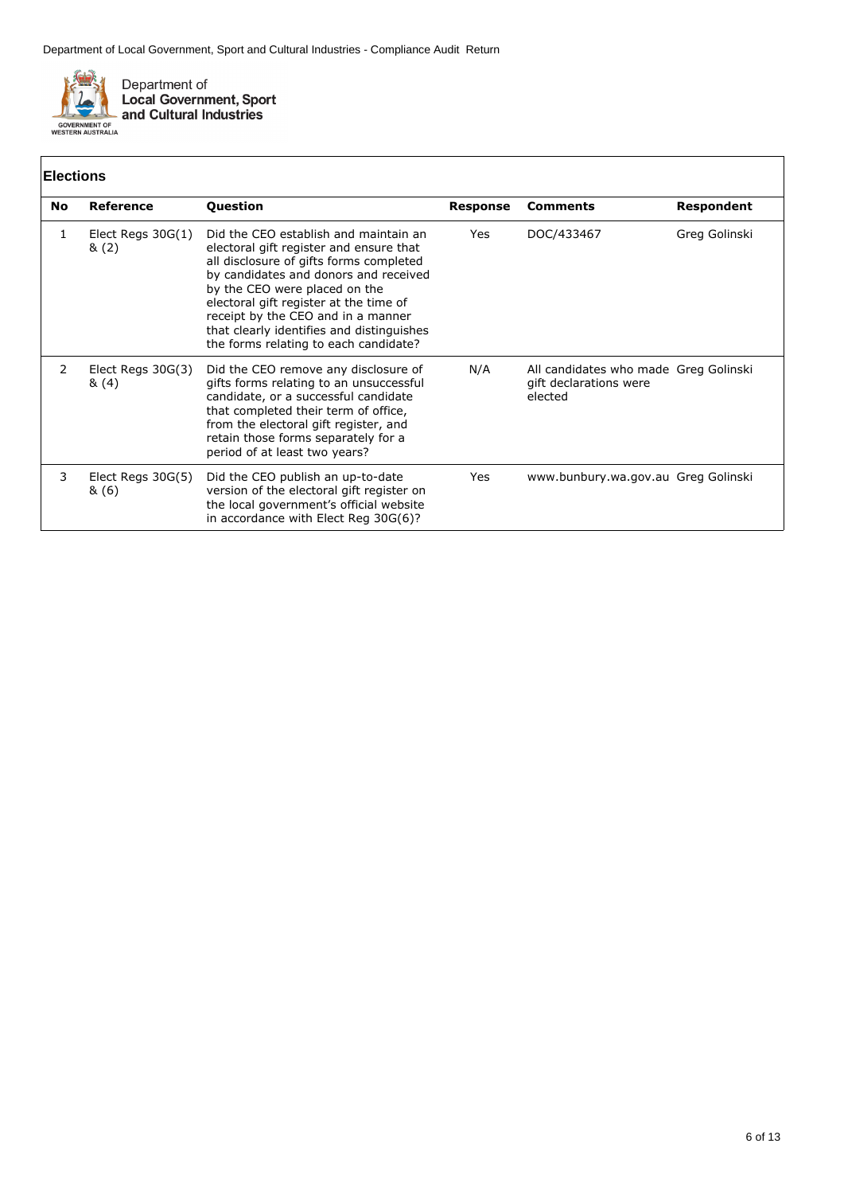## Elections

| No | Reference | Question | Response | Comments | Respondent |
|---|---|---|---|---|---|
| 1 | Elect Regs 30G(1) & (2) | Did the CEO establish and maintain an electoral gift register and ensure that all disclosure of gifts forms completed by candidates and donors and received by the CEO were placed on the electoral gift register at the time of receipt by the CEO and in a manner that clearly identifies and distinguishes the forms relating to each candidate? | Yes | DOC/433467 | Greg Golinski |
| 2 | Elect Regs 30G(3) & (4) | Did the CEO remove any disclosure of gifts forms relating to an unsuccessful candidate, or a successful candidate that completed their term of office, from the electoral gift register, and retain those forms separately for a period of at least two years? | N/A | All candidates who made gift declarations were elected | Greg Golinski |
| 3 | Elect Regs 30G(5) & (6) | Did the CEO publish an up-to-date version of the electoral gift register on the local government's official website in accordance with Elect Reg 30G(6)? | Yes | www.bunbury.wa.gov.au | Greg Golinski |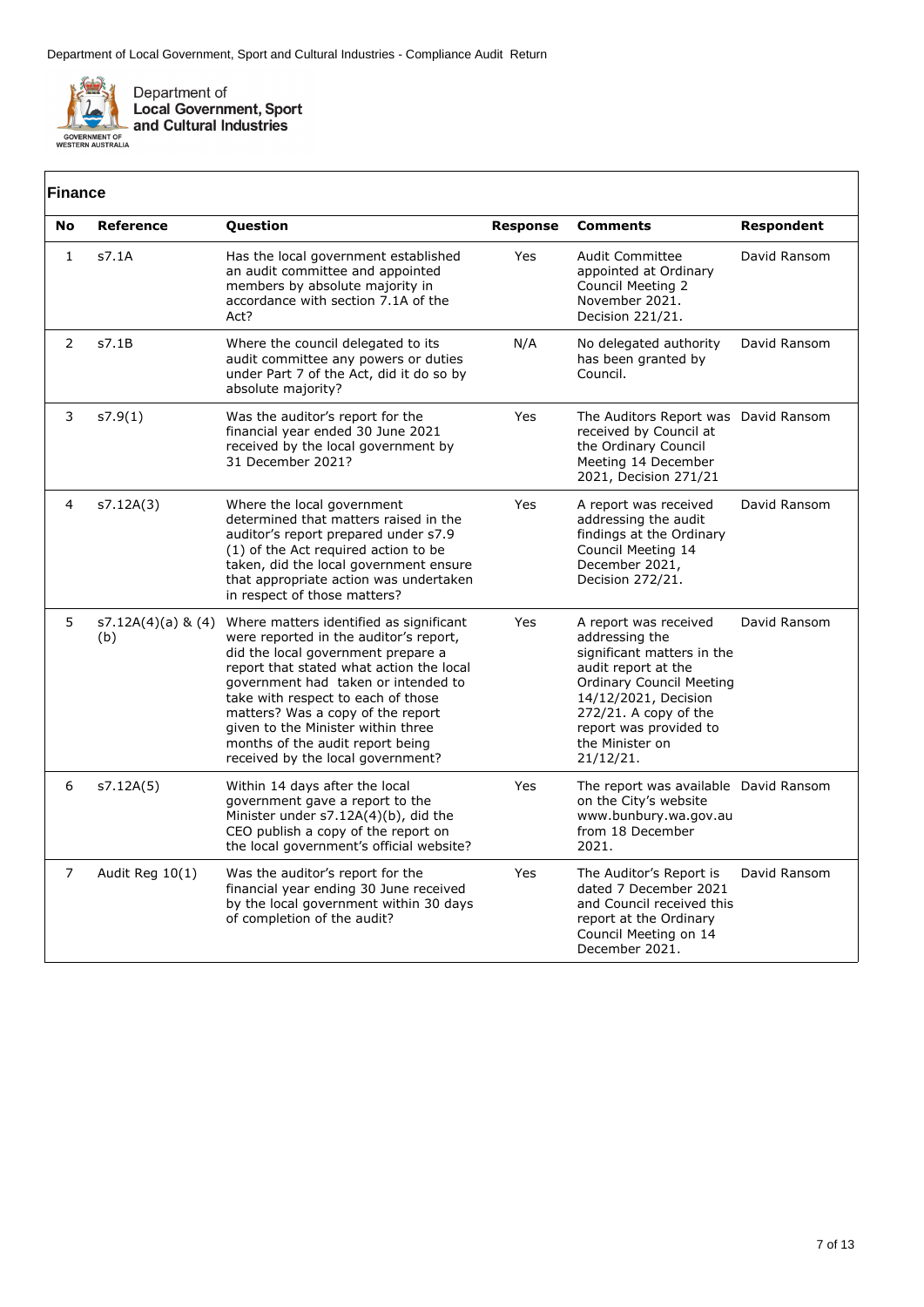## Finance

| No | Reference | Question | Response | Comments | Respondent |
|---|---|---|---|---|---|
| 1 | s7.1A | Has the local government established an audit committee and appointed members by absolute majority in accordance with section 7.1A of the Act? | Yes | Audit Committee appointed at Ordinary Council Meeting 2 November 2021. Decision 221/21. | David Ransom |
| 2 | s7.1B | Where the council delegated to its audit committee any powers or duties under Part 7 of the Act, did it do so by absolute majority? | N/A | No delegated authority has been granted by Council. | David Ransom |
| 3 | s7.9(1) | Was the auditor's report for the financial year ended 30 June 2021 received by the local government by 31 December 2021? | Yes | The Auditors Report was received by Council at the Ordinary Council Meeting 14 December 2021, Decision 271/21 | David Ransom |
| 4 | s7.12A(3) | Where the local government determined that matters raised in the auditor's report prepared under s7.9 (1) of the Act required action to be taken, did the local government ensure that appropriate action was undertaken in respect of those matters? | Yes | A report was received addressing the audit findings at the Ordinary Council Meeting 14 December 2021, Decision 272/21. | David Ransom |
| 5 | s7.12A(4)(a) & (4)(b) | Where matters identified as significant were reported in the auditor's report, did the local government prepare a report that stated what action the local government had taken or intended to take with respect to each of those matters? Was a copy of the report given to the Minister within three months of the audit report being received by the local government? | Yes | A report was received addressing the significant matters in the audit report at the Ordinary Council Meeting 14/12/2021, Decision 272/21. A copy of the report was provided to the Minister on 21/12/21. | David Ransom |
| 6 | s7.12A(5) | Within 14 days after the local government gave a report to the Minister under s7.12A(4)(b), did the CEO publish a copy of the report on the local government's official website? | Yes | The report was available on the City's website www.bunbury.wa.gov.au from 18 December 2021. | David Ransom |
| 7 | Audit Reg 10(1) | Was the auditor's report for the financial year ending 30 June received by the local government within 30 days of completion of the audit? | Yes | The Auditor's Report is dated 7 December 2021 and Council received this report at the Ordinary Council Meeting on 14 December 2021. | David Ransom |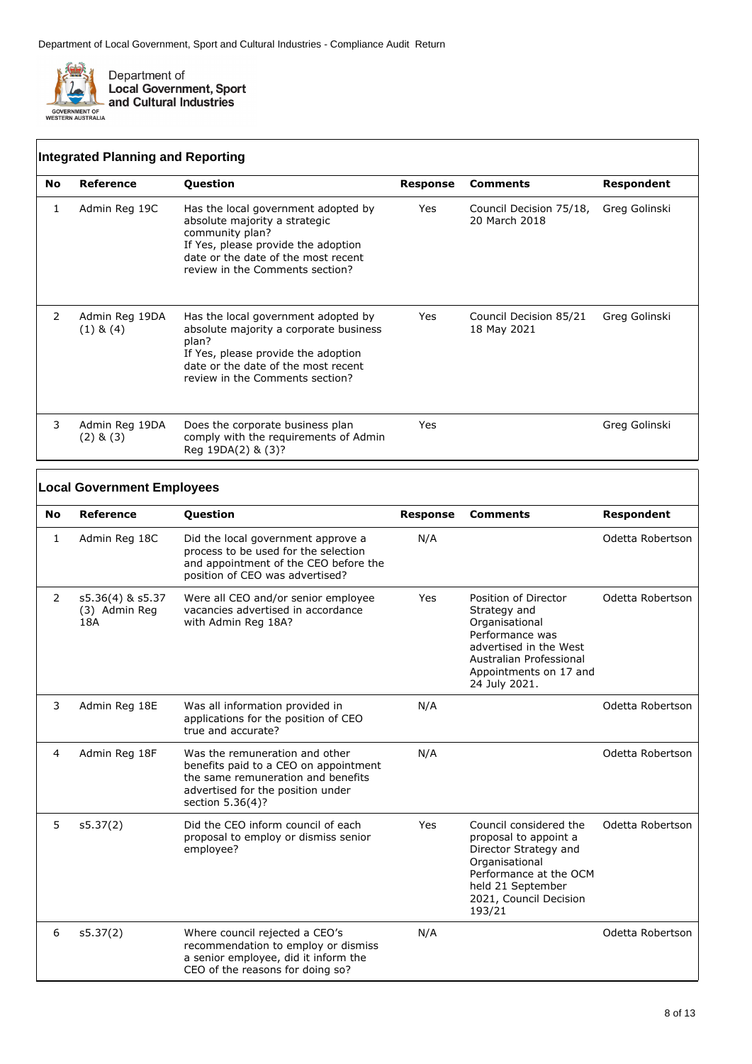## Integrated Planning and Reporting

| No | Reference | Question | Response | Comments | Respondent |
|---|---|---|---|---|---|
| 1 | Admin Reg 19C | Has the local government adopted by absolute majority a strategic community plan? If Yes, please provide the adoption date or the date of the most recent review in the Comments section? | Yes | Council Decision 75/18, 20 March 2018 | Greg Golinski |
| 2 | Admin Reg 19DA (1) & (4) | Has the local government adopted by absolute majority a corporate business plan? If Yes, please provide the adoption date or the date of the most recent review in the Comments section? | Yes | Council Decision 85/21 18 May 2021 | Greg Golinski |
| 3 | Admin Reg 19DA (2) & (3) | Does the corporate business plan comply with the requirements of Admin Reg 19DA(2) & (3)? | Yes | | Greg Golinski |

## Local Government Employees

| No | Reference | Question | Response | Comments | Respondent |
|---|---|---|---|---|---|
| 1 | Admin Reg 18C | Did the local government approve a process to be used for the selection and appointment of the CEO before the position of CEO was advertised? | N/A | | Odetta Robertson |
| 2 | s5.36(4) & s5.37 (3) Admin Reg 18A | Were all CEO and/or senior employee vacancies advertised in accordance with Admin Reg 18A? | Yes | Position of Director Strategy and Organisational Performance was advertised in the West Australian Professional Appointments on 17 and 24 July 2021. | Odetta Robertson |
| 3 | Admin Reg 18E | Was all information provided in applications for the position of CEO true and accurate? | N/A | | Odetta Robertson |
| 4 | Admin Reg 18F | Was the remuneration and other benefits paid to a CEO on appointment the same remuneration and benefits advertised for the position under section 5.36(4)? | N/A | | Odetta Robertson |
| 5 | s5.37(2) | Did the CEO inform council of each proposal to employ or dismiss senior employee? | Yes | Council considered the proposal to appoint a Director Strategy and Organisational Performance at the OCM held 21 September 2021, Council Decision 193/21 | Odetta Robertson |
| 6 | s5.37(2) | Where council rejected a CEO's recommendation to employ or dismiss a senior employee, did it inform the CEO of the reasons for doing so? | N/A | | Odetta Robertson |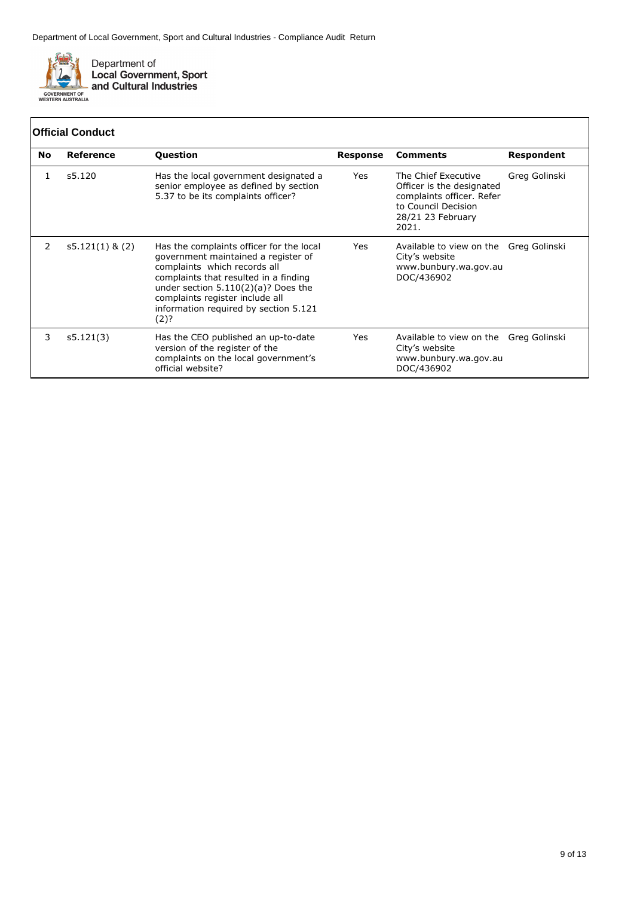## Official Conduct

| No | Reference | Question | Response | Comments | Respondent |
|---|---|---|---|---|---|
| 1 | s5.120 | Has the local government designated a senior employee as defined by section 5.37 to be its complaints officer? | Yes | The Chief Executive Officer is the designated complaints officer. Refer to Council Decision 28/21 23 February 2021. | Greg Golinski |
| 2 | s5.121(1) & (2) | Has the complaints officer for the local government maintained a register of complaints which records all complaints that resulted in a finding under section 5.110(2)(a)? Does the complaints register include all information required by section 5.121 (2)? | Yes | Available to view on the City's website www.bunbury.wa.gov.au DOC/436902 | Greg Golinski |
| 3 | s5.121(3) | Has the CEO published an up-to-date version of the register of the complaints on the local government's official website? | Yes | Available to view on the City's website www.bunbury.wa.gov.au DOC/436902 | Greg Golinski |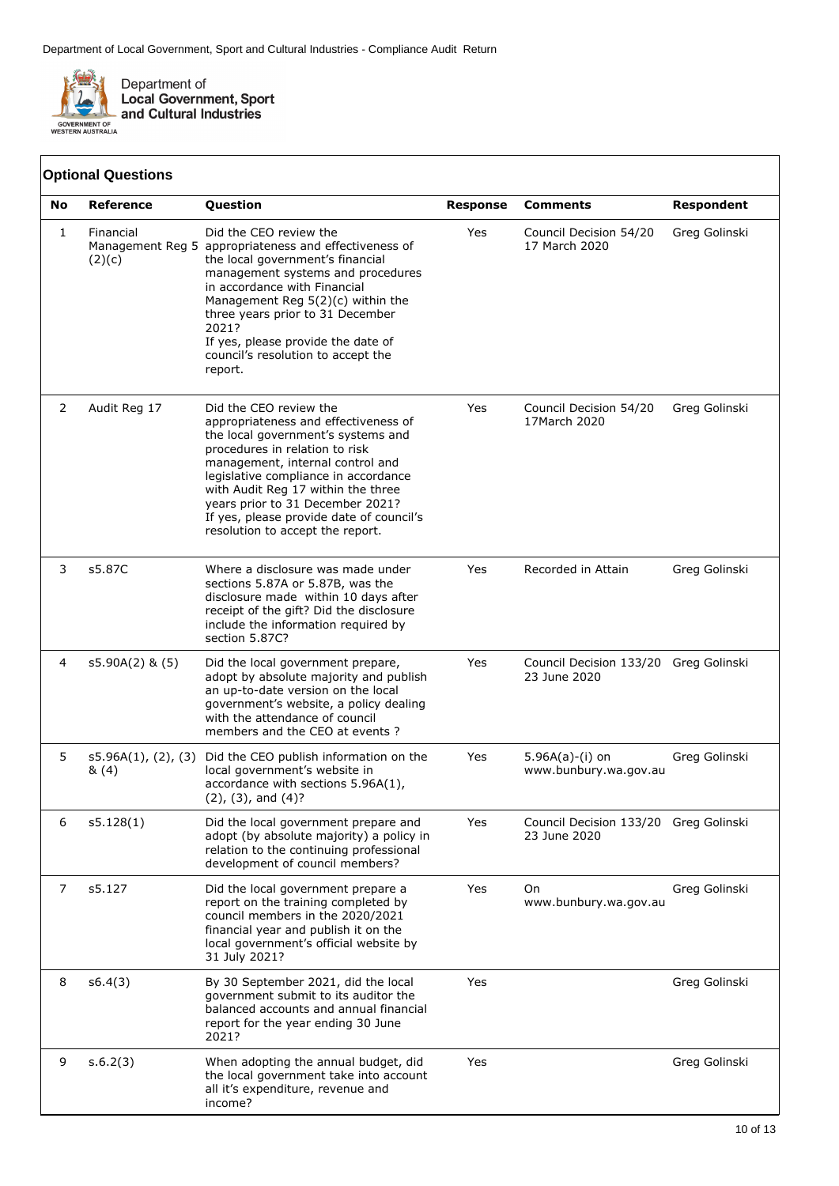## Optional Questions

| No | Reference | Question | Response | Comments | Respondent |
|---|---|---|---|---|---|
| 1 | Financial Management Reg 5 (2)(c) | Did the CEO review the appropriateness and effectiveness of the local government's financial management systems and procedures in accordance with Financial Management Reg 5(2)(c) within the three years prior to 31 December 2021? If yes, please provide the date of council's resolution to accept the report. | Yes | Council Decision 54/20 17 March 2020 | Greg Golinski |
| 2 | Audit Reg 17 | Did the CEO review the appropriateness and effectiveness of the local government's systems and procedures in relation to risk management, internal control and legislative compliance in accordance with Audit Reg 17 within the three years prior to 31 December 2021? If yes, please provide date of council's resolution to accept the report. | Yes | Council Decision 54/20 17March 2020 | Greg Golinski |
| 3 | s5.87C | Where a disclosure was made under sections 5.87A or 5.87B, was the disclosure made within 10 days after receipt of the gift? Did the disclosure include the information required by section 5.87C? | Yes | Recorded in Attain | Greg Golinski |
| 4 | s5.90A(2) & (5) | Did the local government prepare, adopt by absolute majority and publish an up-to-date version on the local government's website, a policy dealing with the attendance of council members and the CEO at events ? | Yes | Council Decision 133/20 23 June 2020 | Greg Golinski |
| 5 | s5.96A(1), (2), (3) & (4) | Did the CEO publish information on the local government's website in accordance with sections 5.96A(1), (2), (3), and (4)? | Yes | 5.96A(a)-(i) on www.bunbury.wa.gov.au | Greg Golinski |
| 6 | s5.128(1) | Did the local government prepare and adopt (by absolute majority) a policy in relation to the continuing professional development of council members? | Yes | Council Decision 133/20 23 June 2020 | Greg Golinski |
| 7 | s5.127 | Did the local government prepare a report on the training completed by council members in the 2020/2021 financial year and publish it on the local government's official website by 31 July 2021? | Yes | On www.bunbury.wa.gov.au | Greg Golinski |
| 8 | s6.4(3) | By 30 September 2021, did the local government submit to its auditor the balanced accounts and annual financial report for the year ending 30 June 2021? | Yes | | Greg Golinski |
| 9 | s.6.2(3) | When adopting the annual budget, did the local government take into account all it's expenditure, revenue and income? | Yes | | Greg Golinski |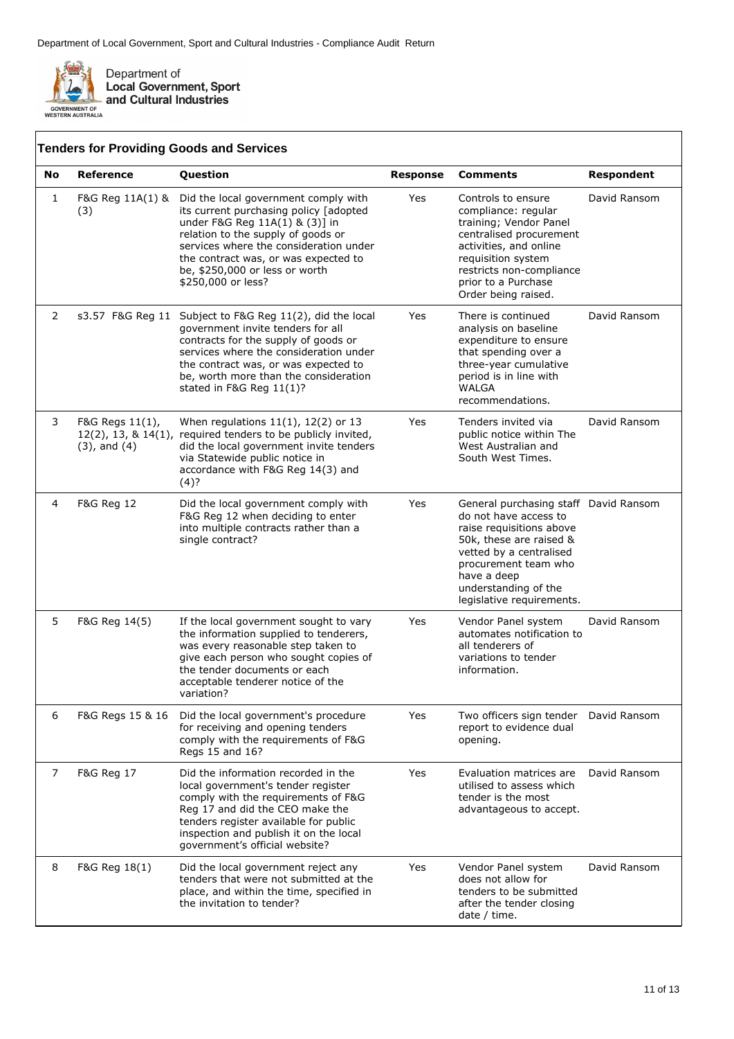## Tenders for Providing Goods and Services

| No | Reference | Question | Response | Comments | Respondent |
|---|---|---|---|---|---|
| 1 | F&G Reg 11A(1) & (3) | Did the local government comply with its current purchasing policy [adopted under F&G Reg 11A(1) & (3)] in relation to the supply of goods or services where the consideration under the contract was, or was expected to be, $250,000 or less or worth $250,000 or less? | Yes | Controls to ensure compliance: regular training; Vendor Panel centralised procurement activities, and online requisition system restricts non-compliance prior to a Purchase Order being raised. | David Ransom |
| 2 | s3.57 F&G Reg 11 | Subject to F&G Reg 11(2), did the local government invite tenders for all contracts for the supply of goods or services where the consideration under the contract was, or was expected to be, worth more than the consideration stated in F&G Reg 11(1)? | Yes | There is continued analysis on baseline expenditure to ensure that spending over a three-year cumulative period is in line with WALGA recommendations. | David Ransom |
| 3 | F&G Regs 11(1), 12(2), 13, & 14(1), (3), and (4) | When regulations 11(1), 12(2) or 13 required tenders to be publicly invited, did the local government invite tenders via Statewide public notice in accordance with F&G Reg 14(3) and (4)? | Yes | Tenders invited via public notice within The West Australian and South West Times. | David Ransom |
| 4 | F&G Reg 12 | Did the local government comply with F&G Reg 12 when deciding to enter into multiple contracts rather than a single contract? | Yes | General purchasing staff do not have access to raise requisitions above 50k, these are raised & vetted by a centralised procurement team who have a deep understanding of the legislative requirements. | David Ransom |
| 5 | F&G Reg 14(5) | If the local government sought to vary the information supplied to tenderers, was every reasonable step taken to give each person who sought copies of the tender documents or each acceptable tenderer notice of the variation? | Yes | Vendor Panel system automates notification to all tenderers of variations to tender information. | David Ransom |
| 6 | F&G Regs 15 & 16 | Did the local government's procedure for receiving and opening tenders comply with the requirements of F&G Regs 15 and 16? | Yes | Two officers sign tender report to evidence dual opening. | David Ransom |
| 7 | F&G Reg 17 | Did the information recorded in the local government's tender register comply with the requirements of F&G Reg 17 and did the CEO make the tenders register available for public inspection and publish it on the local government's official website? | Yes | Evaluation matrices are utilised to assess which tender is the most advantageous to accept. | David Ransom |
| 8 | F&G Reg 18(1) | Did the local government reject any tenders that were not submitted at the place, and within the time, specified in the invitation to tender? | Yes | Vendor Panel system does not allow for tenders to be submitted after the tender closing date / time. | David Ransom |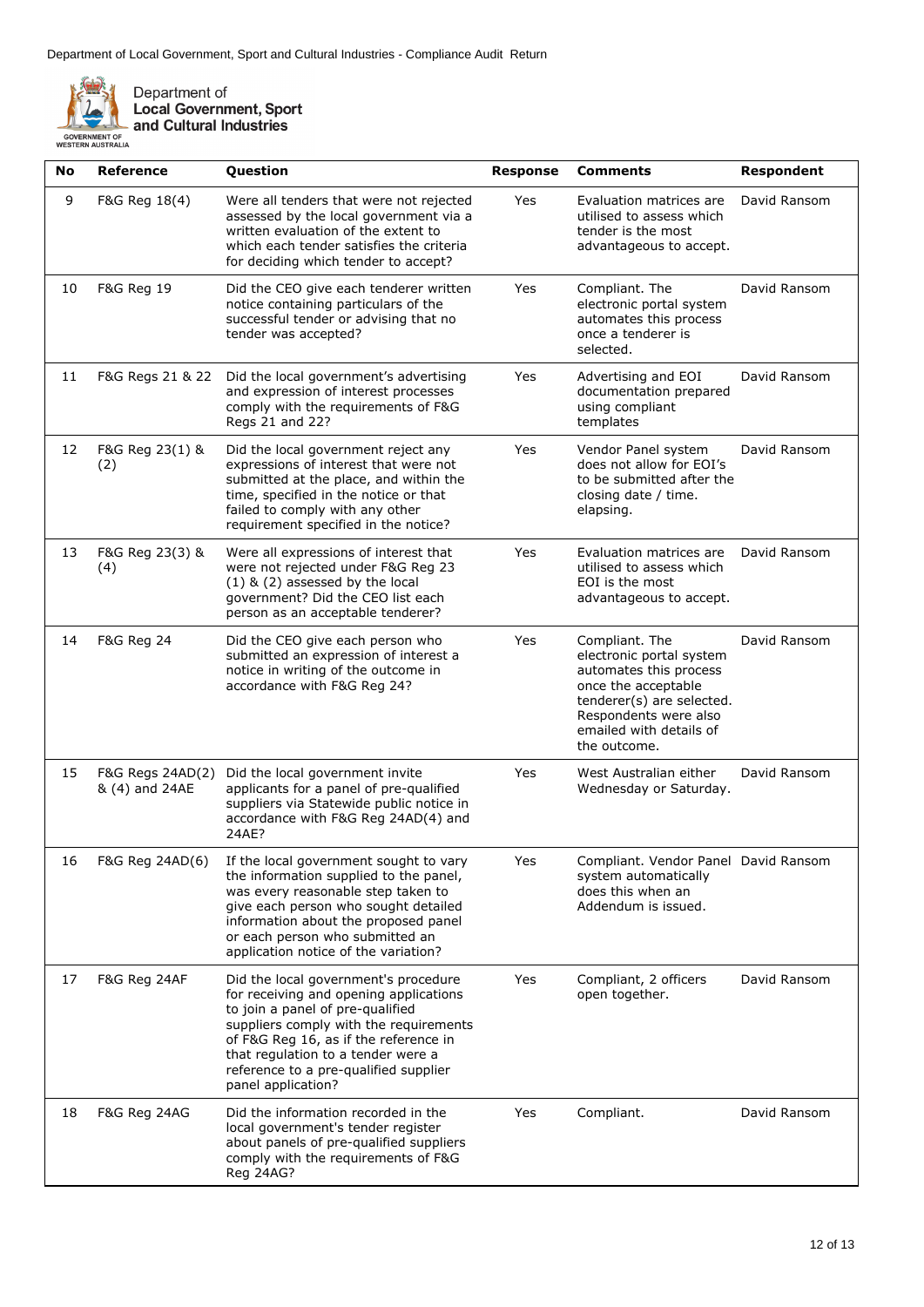| No | Reference | Question | Response | Comments | Respondent |
|---|---|---|---|---|---|
| 9 | F&G Reg 18(4) | Were all tenders that were not rejected assessed by the local government via a written evaluation of the extent to which each tender satisfies the criteria for deciding which tender to accept? | Yes | Evaluation matrices are utilised to assess which tender is the most advantageous to accept. | David Ransom |
| 10 | F&G Reg 19 | Did the CEO give each tenderer written notice containing particulars of the successful tender or advising that no tender was accepted? | Yes | Compliant. The electronic portal system automates this process once a tenderer is selected. | David Ransom |
| 11 | F&G Regs 21 & 22 | Did the local government's advertising and expression of interest processes comply with the requirements of F&G Regs 21 and 22? | Yes | Advertising and EOI documentation prepared using compliant templates | David Ransom |
| 12 | F&G Reg 23(1) & (2) | Did the local government reject any expressions of interest that were not submitted at the place, and within the time, specified in the notice or that failed to comply with any other requirement specified in the notice? | Yes | Vendor Panel system does not allow for EOI's to be submitted after the closing date / time. elapsing. | David Ransom |
| 13 | F&G Reg 23(3) & (4) | Were all expressions of interest that were not rejected under F&G Reg 23 (1) & (2) assessed by the local government? Did the CEO list each person as an acceptable tenderer? | Yes | Evaluation matrices are utilised to assess which EOI is the most advantageous to accept. | David Ransom |
| 14 | F&G Reg 24 | Did the CEO give each person who submitted an expression of interest a notice in writing of the outcome in accordance with F&G Reg 24? | Yes | Compliant. The electronic portal system automates this process once the acceptable tenderer(s) are selected. Respondents were also emailed with details of the outcome. | David Ransom |
| 15 | F&G Regs 24AD(2) & (4) and 24AE | Did the local government invite applicants for a panel of pre-qualified suppliers via Statewide public notice in accordance with F&G Reg 24AD(4) and 24AE? | Yes | West Australian either Wednesday or Saturday. | David Ransom |
| 16 | F&G Reg 24AD(6) | If the local government sought to vary the information supplied to the panel, was every reasonable step taken to give each person who sought detailed information about the proposed panel or each person who submitted an application notice of the variation? | Yes | Compliant. Vendor Panel system automatically does this when an Addendum is issued. | David Ransom |
| 17 | F&G Reg 24AF | Did the local government's procedure for receiving and opening applications to join a panel of pre-qualified suppliers comply with the requirements of F&G Reg 16, as if the reference in that regulation to a tender were a reference to a pre-qualified supplier panel application? | Yes | Compliant, 2 officers open together. | David Ransom |
| 18 | F&G Reg 24AG | Did the information recorded in the local government's tender register about panels of pre-qualified suppliers comply with the requirements of F&G Reg 24AG? | Yes | Compliant. | David Ransom |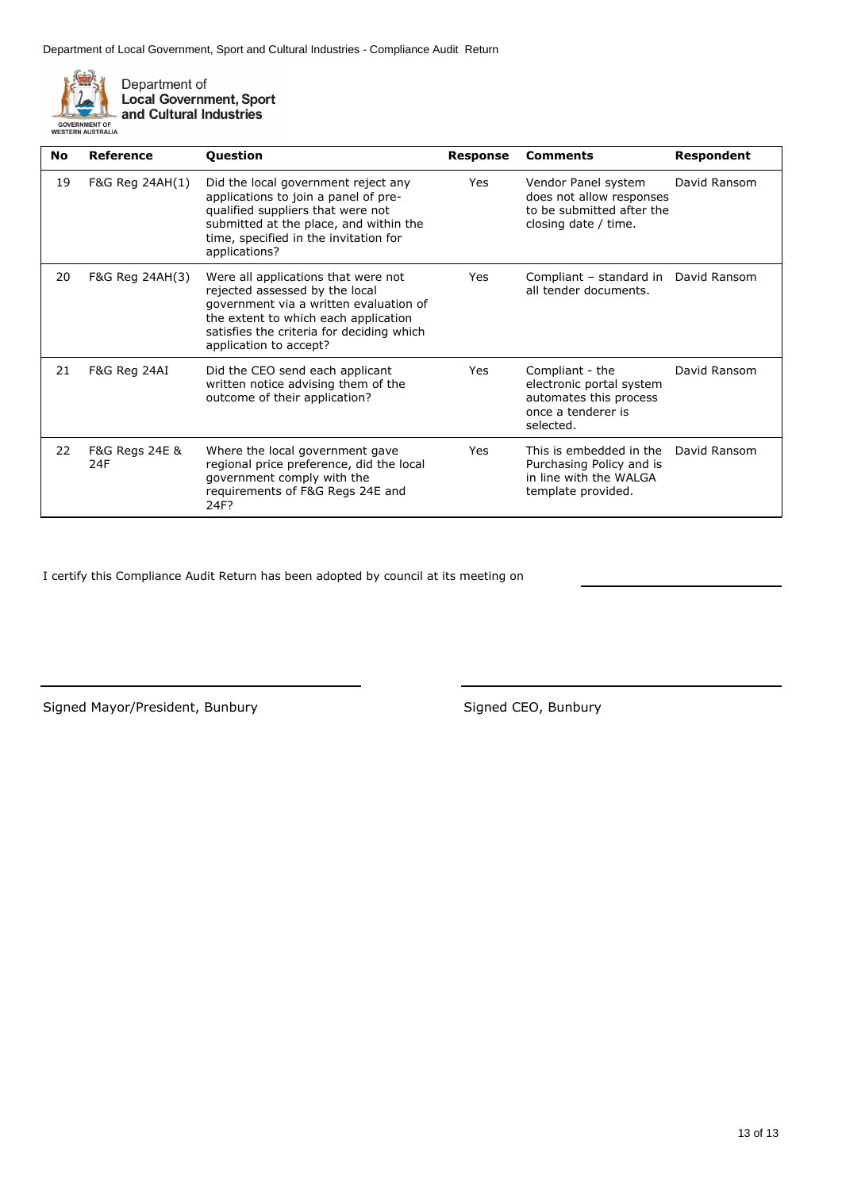| No | Reference | Question | Response | Comments | Respondent |
|---|---|---|---|---|---|
| 19 | F&G Reg 24AH(1) | Did the local government reject any applications to join a panel of pre-qualified suppliers that were not submitted at the place, and within the time, specified in the invitation for applications? | Yes | Vendor Panel system does not allow responses to be submitted after the closing date / time. | David Ransom |
| 20 | F&G Reg 24AH(3) | Were all applications that were not rejected assessed by the local government via a written evaluation of the extent to which each application satisfies the criteria for deciding which application to accept? | Yes | Compliant – standard in all tender documents. | David Ransom |
| 21 | F&G Reg 24AI | Did the CEO send each applicant written notice advising them of the outcome of their application? | Yes | Compliant - the electronic portal system automates this process once a tenderer is selected. | David Ransom |
| 22 | F&G Regs 24E & 24F | Where the local government gave regional price preference, did the local government comply with the requirements of F&G Regs 24E and 24F? | Yes | This is embedded in the Purchasing Policy and is in line with the WALGA template provided. | David Ransom |

I certify this Compliance Audit Return has been adopted by council at its meeting on ____________________

____________________

Signed Mayor/President, Bunbury

____________________

Signed CEO, Bunbury